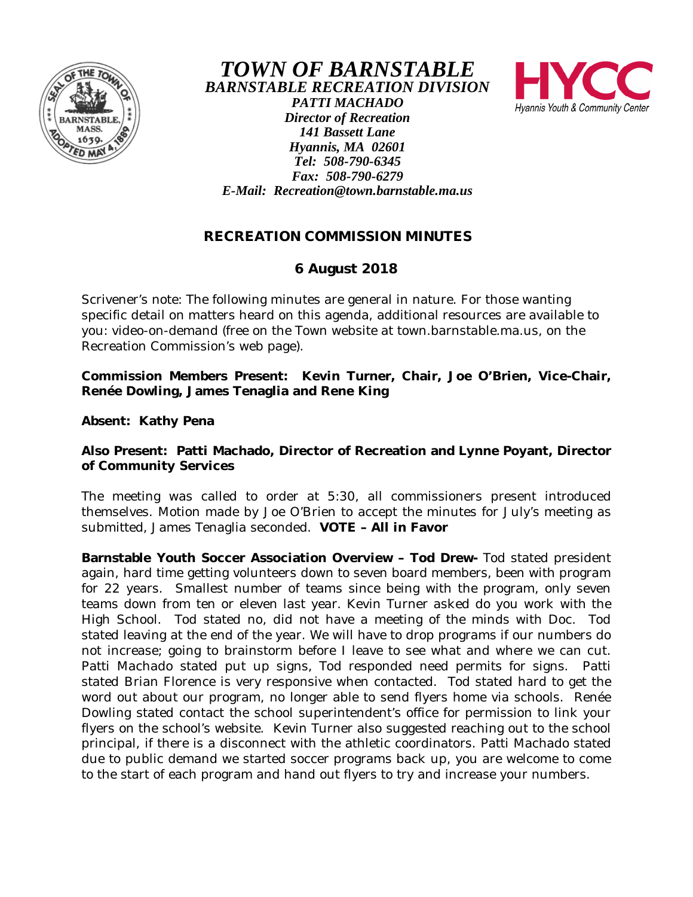# TOWN OF BARNSTABLE

***BARNSTABLE RECREATION DIVISION***

***PATTI MACHADO***
***Director of Recreation***
***141 Bassett Lane***
***Hyannis, MA 02601***
***Tel: 508-790-6345***
***Fax: 508-790-6279***
***E-Mail: Recreation@town.barnstable.ma.us***

HYCC
Hyannis Youth & Community Center

## RECREATION COMMISSION MINUTES

### 6 August 2018

Scrivener's note: The following minutes are general in nature. For those wanting specific detail on matters heard on this agenda, additional resources are available to you: video-on-demand (free on the Town website at town.barnstable.ma.us, on the Recreation Commission's web page).

**Commission Members Present: Kevin Turner, Chair, Joe O'Brien, Vice-Chair, Renée Dowling, James Tenaglia and Rene King**

**Absent: Kathy Pena**

**Also Present: Patti Machado, Director of Recreation and Lynne Poyant, Director of Community Services**

The meeting was called to order at 5:30, all commissioners present introduced themselves. Motion made by Joe O'Brien to accept the minutes for July's meeting as submitted, James Tenaglia seconded. **VOTE – All in Favor**

**Barnstable Youth Soccer Association Overview – Tod Drew-** Tod stated president again, hard time getting volunteers down to seven board members, been with program for 22 years. Smallest number of teams since being with the program, only seven teams down from ten or eleven last year. Kevin Turner asked do you work with the High School. Tod stated no, did not have a meeting of the minds with Doc. Tod stated leaving at the end of the year. We will have to drop programs if our numbers do not increase; going to brainstorm before I leave to see what and where we can cut. Patti Machado stated put up signs, Tod responded need permits for signs. Patti stated Brian Florence is very responsive when contacted. Tod stated hard to get the word out about our program, no longer able to send flyers home via schools. Renée Dowling stated contact the school superintendent's office for permission to link your flyers on the school's website. Kevin Turner also suggested reaching out to the school principal, if there is a disconnect with the athletic coordinators. Patti Machado stated due to public demand we started soccer programs back up, you are welcome to come to the start of each program and hand out flyers to try and increase your numbers.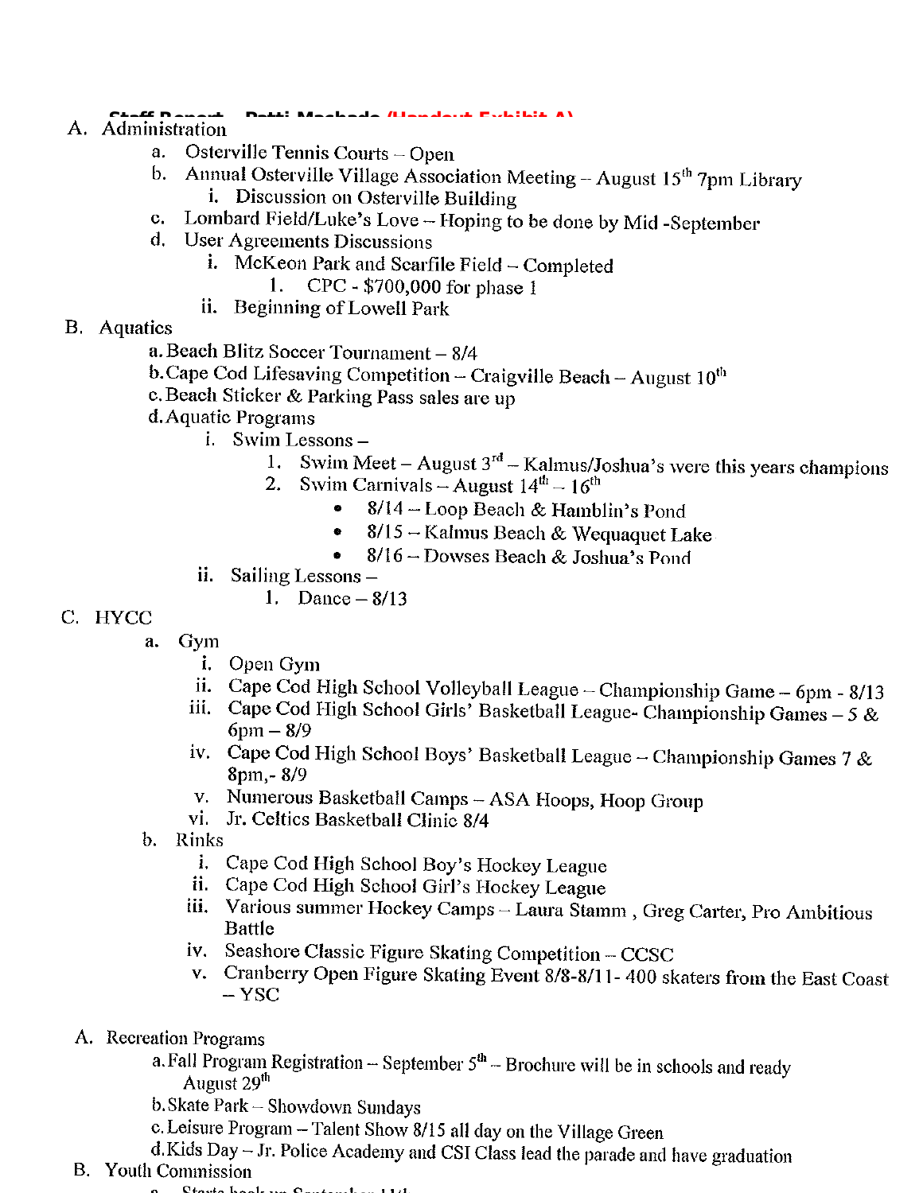**Staff Report – Patti Machado (Handout Exhibit A)**

A. Administration
   a. Osterville Tennis Courts – Open
   b. Annual Osterville Village Association Meeting – August 15th 7pm Library
      i. Discussion on Osterville Building
   c. Lombard Field/Luke's Love – Hoping to be done by Mid -September
   d. User Agreements Discussions
      i. McKeon Park and Scarfile Field – Completed
         1. CPC - $700,000 for phase 1
      ii. Beginning of Lowell Park

B. Aquatics
   a. Beach Blitz Soccer Tournament – 8/4
   b. Cape Cod Lifesaving Competition – Craigville Beach – August 10th
   c. Beach Sticker & Parking Pass sales are up
   d. Aquatic Programs
      i. Swim Lessons –
         1. Swim Meet – August 3rd – Kalmus/Joshua's were this years champions
         2. Swim Carnivals – August 14th – 16th
            - 8/14 – Loop Beach & Hamblin's Pond
            - 8/15 – Kalmus Beach & Wequaquet Lake
            - 8/16 – Dowses Beach & Joshua's Pond
      ii. Sailing Lessons –
         1. Dance – 8/13

C. HYCC
   a. Gym
      i. Open Gym
      ii. Cape Cod High School Volleyball League – Championship Game – 6pm - 8/13
      iii. Cape Cod High School Girls' Basketball League- Championship Games – 5 & 6pm – 8/9
      iv. Cape Cod High School Boys' Basketball League – Championship Games 7 & 8pm,- 8/9
      v. Numerous Basketball Camps – ASA Hoops, Hoop Group
      vi. Jr. Celtics Basketball Clinic 8/4
   b. Rinks
      i. Cape Cod High School Boy's Hockey League
      ii. Cape Cod High School Girl's Hockey League
      iii. Various summer Hockey Camps – Laura Stamm , Greg Carter, Pro Ambitious Battle
      iv. Seashore Classic Figure Skating Competition – CCSC
      v. Cranberry Open Figure Skating Event 8/8-8/11- 400 skaters from the East Coast – YSC

A. Recreation Programs
   a. Fall Program Registration – September 5th – Brochure will be in schools and ready August 29th
   b. Skate Park – Showdown Sundays
   c. Leisure Program – Talent Show 8/15 all day on the Village Green
   d. Kids Day – Jr. Police Academy and CSI Class lead the parade and have graduation

B. Youth Commission
   a. Starts back up September 11th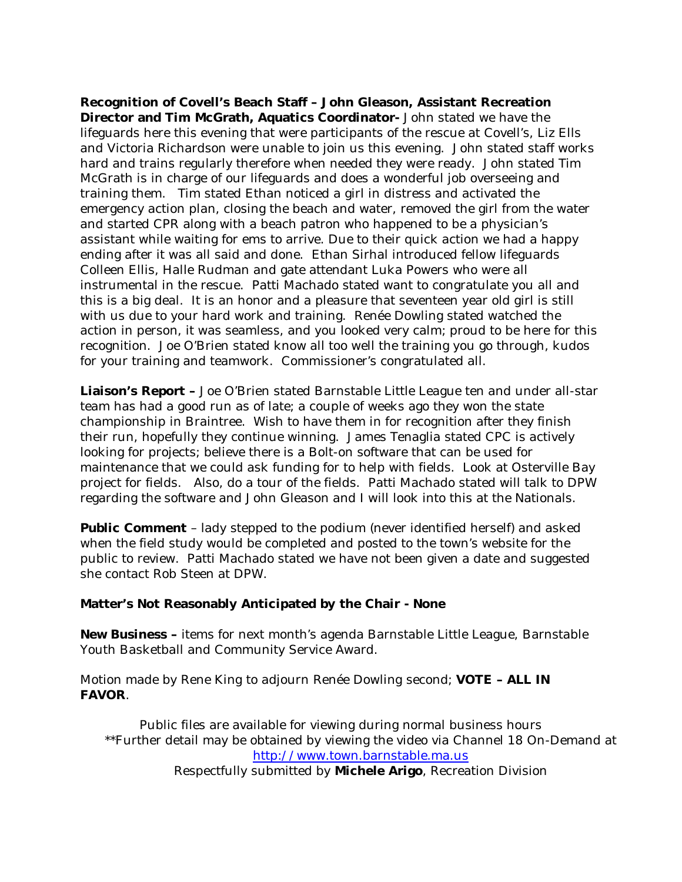**Recognition of Covell's Beach Staff – John Gleason, Assistant Recreation Director and Tim McGrath, Aquatics Coordinator-** John stated we have the lifeguards here this evening that were participants of the rescue at Covell's, Liz Ells and Victoria Richardson were unable to join us this evening. John stated staff works hard and trains regularly therefore when needed they were ready. John stated Tim McGrath is in charge of our lifeguards and does a wonderful job overseeing and training them. Tim stated Ethan noticed a girl in distress and activated the emergency action plan, closing the beach and water, removed the girl from the water and started CPR along with a beach patron who happened to be a physician's assistant while waiting for ems to arrive. Due to their quick action we had a happy ending after it was all said and done. Ethan Sirhal introduced fellow lifeguards Colleen Ellis, Halle Rudman and gate attendant Luka Powers who were all instrumental in the rescue. Patti Machado stated want to congratulate you all and this is a big deal. It is an honor and a pleasure that seventeen year old girl is still with us due to your hard work and training. Renée Dowling stated watched the action in person, it was seamless, and you looked very calm; proud to be here for this recognition. Joe O'Brien stated know all too well the training you go through, kudos for your training and teamwork. Commissioner's congratulated all.

**Liaison's Report –** Joe O'Brien stated Barnstable Little League ten and under all-star team has had a good run as of late; a couple of weeks ago they won the state championship in Braintree. Wish to have them in for recognition after they finish their run, hopefully they continue winning. James Tenaglia stated CPC is actively looking for projects; believe there is a Bolt-on software that can be used for maintenance that we could ask funding for to help with fields. Look at Osterville Bay project for fields. Also, do a tour of the fields. Patti Machado stated will talk to DPW regarding the software and John Gleason and I will look into this at the Nationals.

**Public Comment** – lady stepped to the podium (never identified herself) and asked when the field study would be completed and posted to the town's website for the public to review. Patti Machado stated we have not been given a date and suggested she contact Rob Steen at DPW.

**Matter's Not Reasonably Anticipated by the Chair - None**

**New Business –** items for next month's agenda Barnstable Little League, Barnstable Youth Basketball and Community Service Award.

Motion made by Rene King to adjourn Renée Dowling second; **VOTE – ALL IN FAVOR**.

Public files are available for viewing during normal business hours
**Further detail may be obtained by viewing the video via Channel 18 On-Demand at http://www.town.barnstable.ma.us
Respectfully submitted by **Michele Arigo**, Recreation Division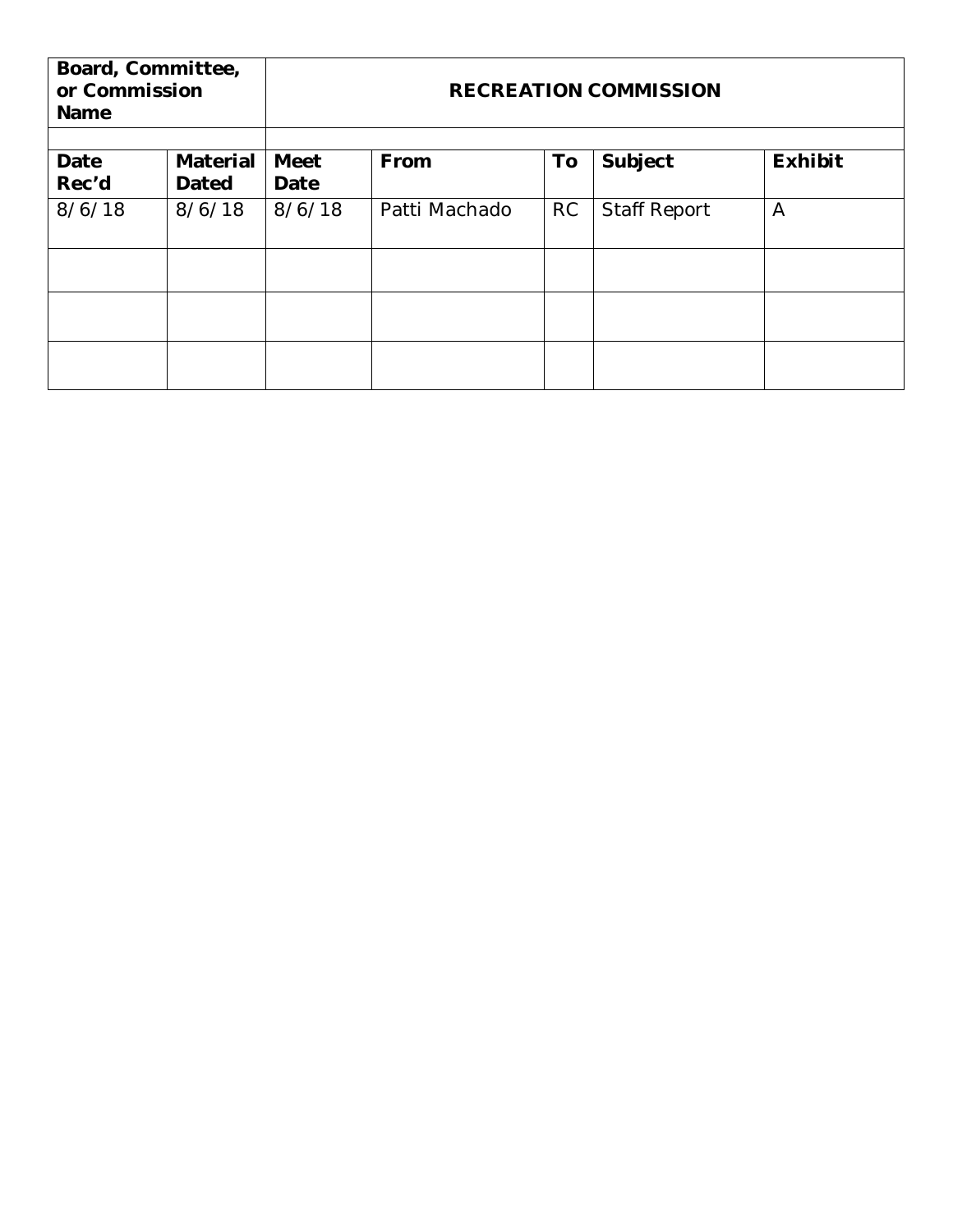| Board, Committee, or Commission Name | | RECREATION COMMISSION | | | | |
|---|---|---|---|---|---|---|
| | | | | | | |
| **Date Rec'd** | **Material Dated** | **Meet Date** | **From** | **To** | **Subject** | **Exhibit** |
| 8/6/18 | 8/6/18 | 8/6/18 | Patti Machado | RC | Staff Report | A |
| | | | | | | |
| | | | | | | |
| | | | | | | |